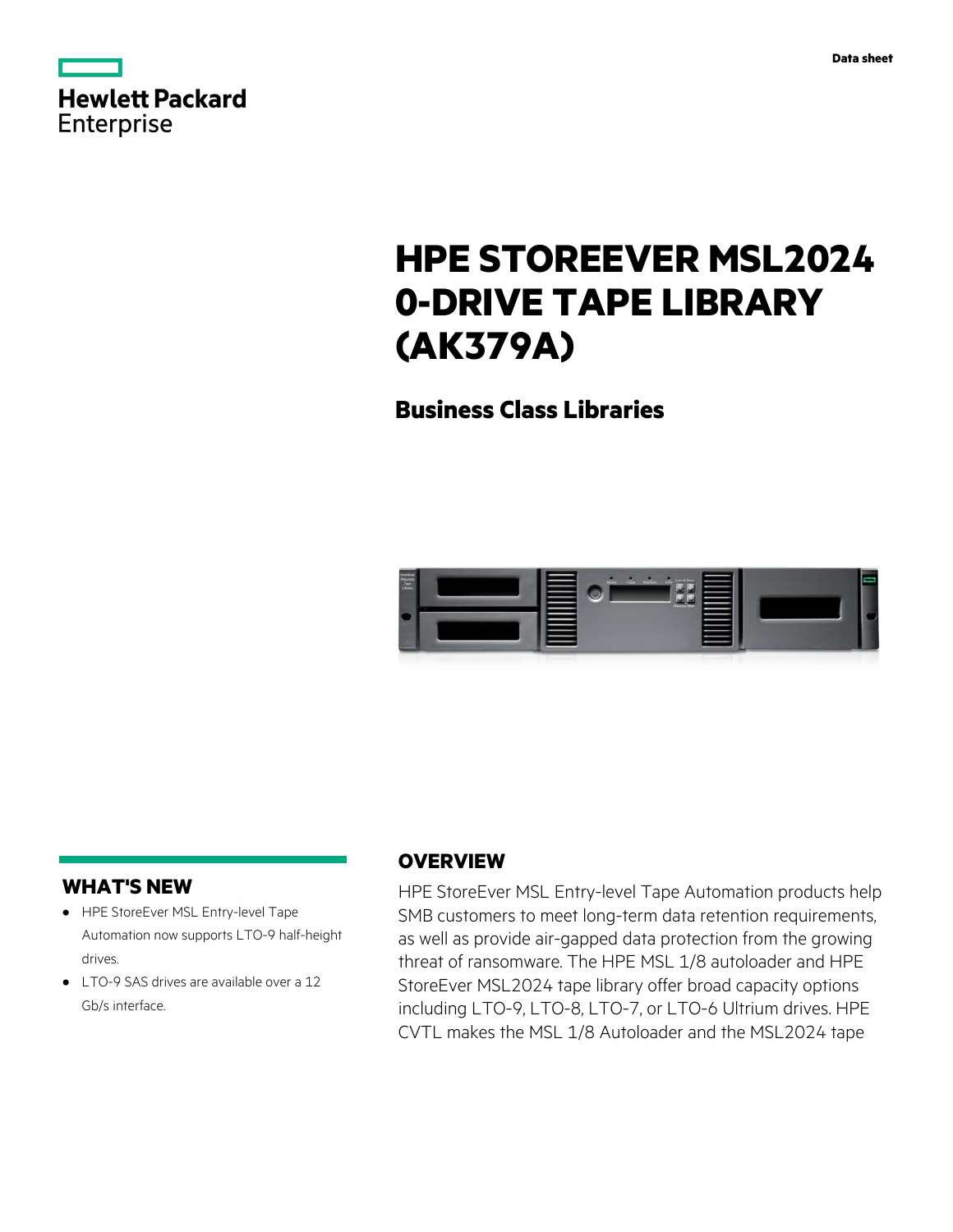Data sheet

# HPE STOREEVER MSL2024 0-DRIVE TAPE LIBRARY (AK379A)

## Business Class Libraries

## WHAT'S NEW

- HPE StoreEver MSL Entry-level Tape Automation now supports LTO-9 half-height drives.
- LTO-9 SAS drives are available over a 12 Gb/s interface.

## OVERVIEW

HPE StoreEver MSL Entry-level Tape Automation products help SMB customers to meet long-term data retention requirements, as well as provide air-gapped data protection from the growing threat of ransomware. The HPE MSL 1/8 autoloader and HPE StoreEver MSL2024 tape library offer broad capacity options including LTO-9, LTO-8, LTO-7, or LTO-6 Ultrium drives. HPE CVTL makes the MSL 1/8 Autoloader and the MSL2024 tape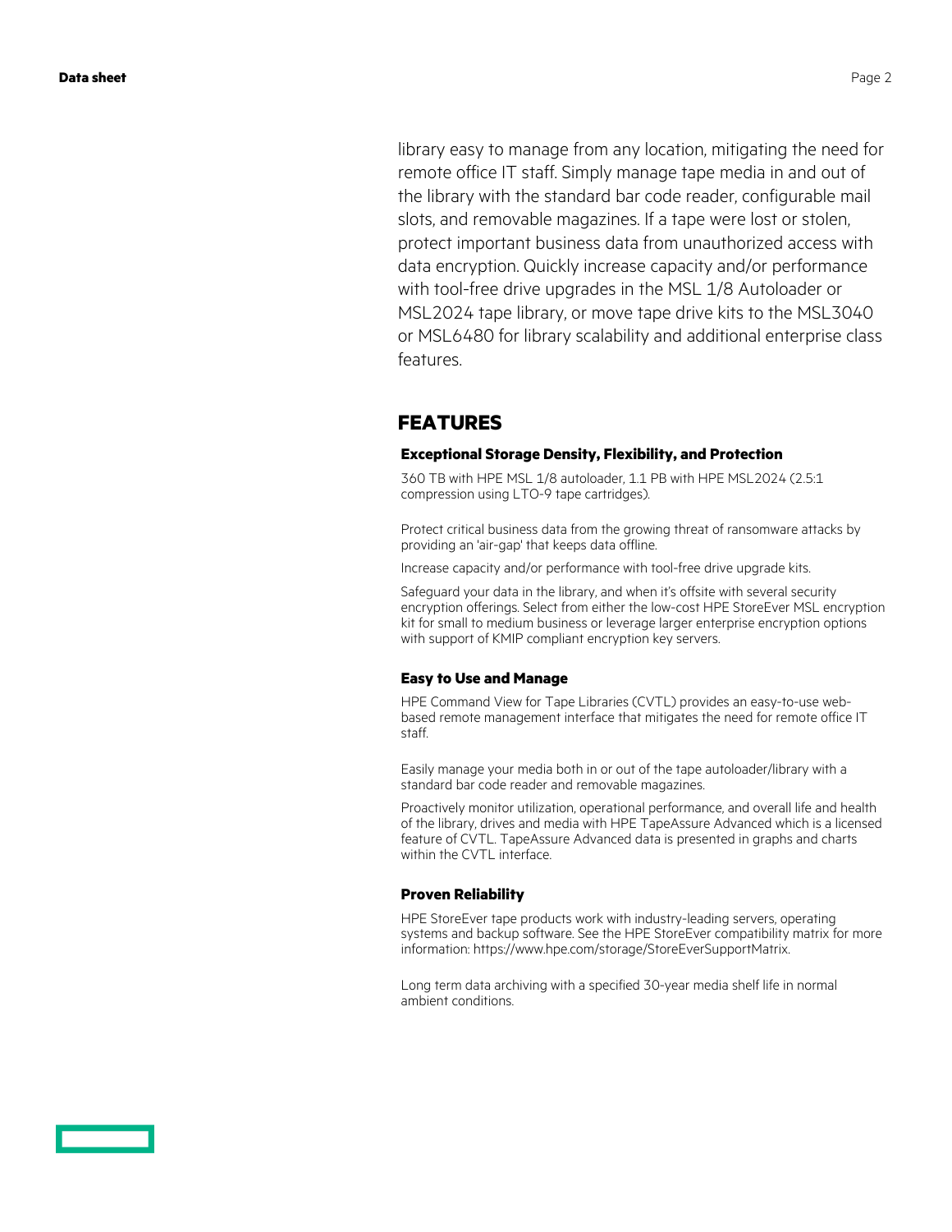library easy to manage from any location, mitigating the need for remote office IT staff. Simply manage tape media in and out of the library with the standard bar code reader, configurable mail slots, and removable magazines. If a tape were lost or stolen, protect important business data from unauthorized access with data encryption. Quickly increase capacity and/or performance with tool-free drive upgrades in the MSL 1/8 Autoloader or MSL2024 tape library, or move tape drive kits to the MSL3040 or MSL6480 for library scalability and additional enterprise class features.

## FEATURES

### Exceptional Storage Density, Flexibility, and Protection

360 TB with HPE MSL 1/8 autoloader, 1.1 PB with HPE MSL2024 (2.5:1 compression using LTO-9 tape cartridges).

Protect critical business data from the growing threat of ransomware attacks by providing an 'air-gap' that keeps data offline.

Increase capacity and/or performance with tool-free drive upgrade kits.

Safeguard your data in the library, and when it's offsite with several security encryption offerings. Select from either the low-cost HPE StoreEver MSL encryption kit for small to medium business or leverage larger enterprise encryption options with support of KMIP compliant encryption key servers.

### Easy to Use and Manage

HPE Command View for Tape Libraries (CVTL) provides an easy-to-use web-based remote management interface that mitigates the need for remote office IT staff.

Easily manage your media both in or out of the tape autoloader/library with a standard bar code reader and removable magazines.

Proactively monitor utilization, operational performance, and overall life and health of the library, drives and media with HPE TapeAssure Advanced which is a licensed feature of CVTL. TapeAssure Advanced data is presented in graphs and charts within the CVTL interface.

### Proven Reliability

HPE StoreEver tape products work with industry-leading servers, operating systems and backup software. See the HPE StoreEver compatibility matrix for more information: https://www.hpe.com/storage/StoreEverSupportMatrix.

Long term data archiving with a specified 30-year media shelf life in normal ambient conditions.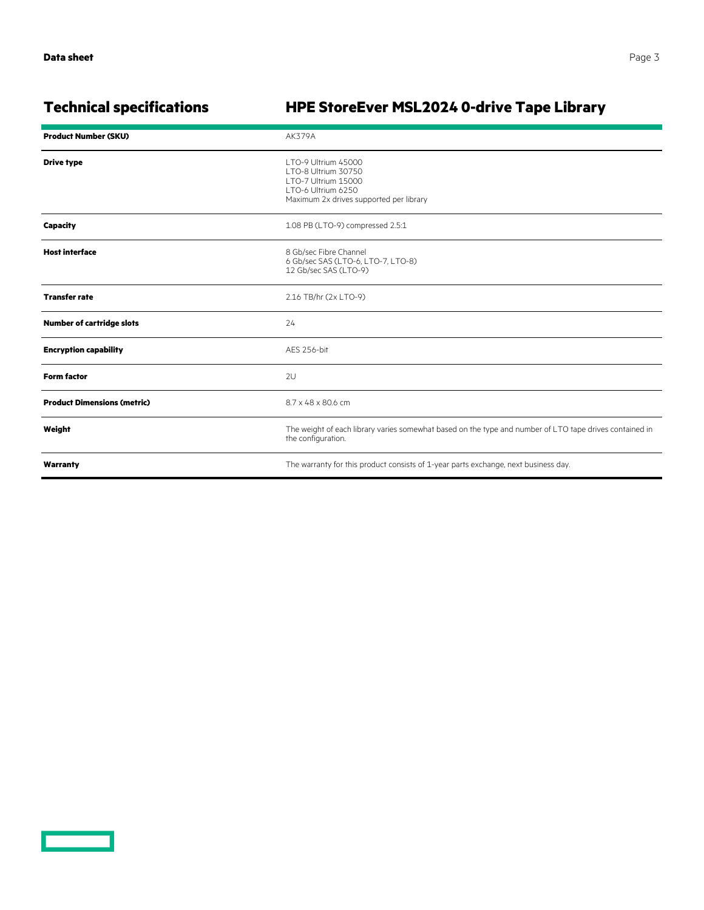## Technical specifications

### HPE StoreEver MSL2024 0-drive Tape Library

| | |
|---|---|
| **Product Number (SKU)** | AK379A |
| **Drive type** | LTO-9 Ultrium 45000<br>LTO-8 Ultrium 30750<br>LTO-7 Ultrium 15000<br>LTO-6 Ultrium 6250<br>Maximum 2x drives supported per library |
| **Capacity** | 1.08 PB (LTO-9) compressed 2.5:1 |
| **Host interface** | 8 Gb/sec Fibre Channel<br>6 Gb/sec SAS (LTO-6, LTO-7, LTO-8)<br>12 Gb/sec SAS (LTO-9) |
| **Transfer rate** | 2.16 TB/hr (2x LTO-9) |
| **Number of cartridge slots** | 24 |
| **Encryption capability** | AES 256-bit |
| **Form factor** | 2U |
| **Product Dimensions (metric)** | 8.7 x 48 x 80.6 cm |
| **Weight** | The weight of each library varies somewhat based on the type and number of LTO tape drives contained in the configuration. |
| **Warranty** | The warranty for this product consists of 1-year parts exchange, next business day. |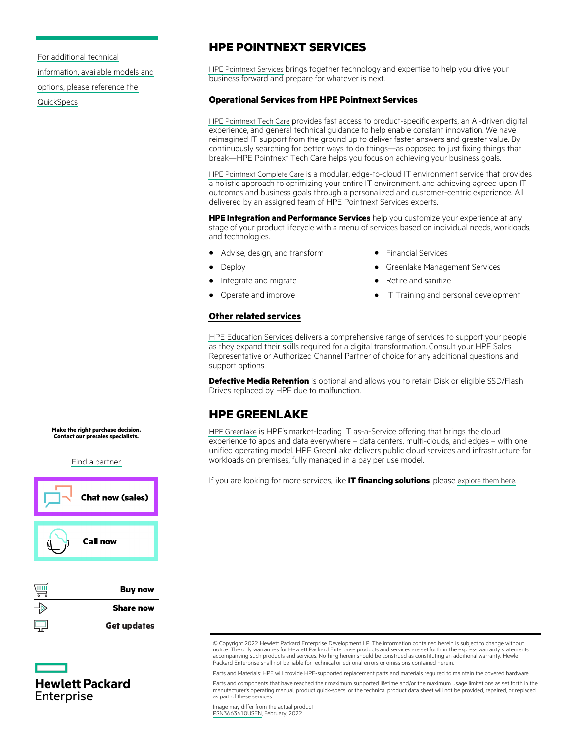For additional technical information, available models and options, please reference the QuickSpecs

## HPE POINTNEXT SERVICES

HPE Pointnext Services brings together technology and expertise to help you drive your business forward and prepare for whatever is next.

### Operational Services from HPE Pointnext Services

HPE Pointnext Tech Care provides fast access to product-specific experts, an AI-driven digital experience, and general technical guidance to help enable constant innovation. We have reimagined IT support from the ground up to deliver faster answers and greater value. By continuously searching for better ways to do things—as opposed to just fixing things that break—HPE Pointnext Tech Care helps you focus on achieving your business goals.

HPE Pointnext Complete Care is a modular, edge-to-cloud IT environment service that provides a holistic approach to optimizing your entire IT environment, and achieving agreed upon IT outcomes and business goals through a personalized and customer-centric experience. All delivered by an assigned team of HPE Pointnext Services experts.

**HPE Integration and Performance Services** help you customize your experience at any stage of your product lifecycle with a menu of services based on individual needs, workloads, and technologies.

- Advise, design, and transform
- Deploy
- Integrate and migrate
- Operate and improve
- Financial Services
- Greenlake Management Services
- Retire and sanitize
- IT Training and personal development

### Other related services

HPE Education Services delivers a comprehensive range of services to support your people as they expand their skills required for a digital transformation. Consult your HPE Sales Representative or Authorized Channel Partner of choice for any additional questions and support options.

**Defective Media Retention** is optional and allows you to retain Disk or eligible SSD/Flash Drives replaced by HPE due to malfunction.

## HPE GREENLAKE

HPE Greenlake is HPE's market-leading IT as-a-Service offering that brings the cloud experience to apps and data everywhere – data centers, multi-clouds, and edges – with one unified operating model. HPE GreenLake delivers public cloud services and infrastructure for workloads on premises, fully managed in a pay per use model.

If you are looking for more services, like **IT financing solutions**, please explore them here.

**Make the right purchase decision. Contact our presales specialists.**

Find a partner

Chat now (sales)

Call now

Buy now

Share now

Get updates

© Copyright 2022 Hewlett Packard Enterprise Development LP. The information contained herein is subject to change without notice. The only warranties for Hewlett Packard Enterprise products and services are set forth in the express warranty statements accompanying such products and services. Nothing herein should be construed as constituting an additional warranty. Hewlett Packard Enterprise shall not be liable for technical or editorial errors or omissions contained herein.

Parts and Materials: HPE will provide HPE-supported replacement parts and materials required to maintain the covered hardware.

Parts and components that have reached their maximum supported lifetime and/or the maximum usage limitations as set forth in the manufacturer's operating manual, product quick-specs, or the technical product data sheet will not be provided, repaired, or replaced as part of these services.

Image may differ from the actual product

PSN3663410USEN, February, 2022.

Hewlett Packard Enterprise